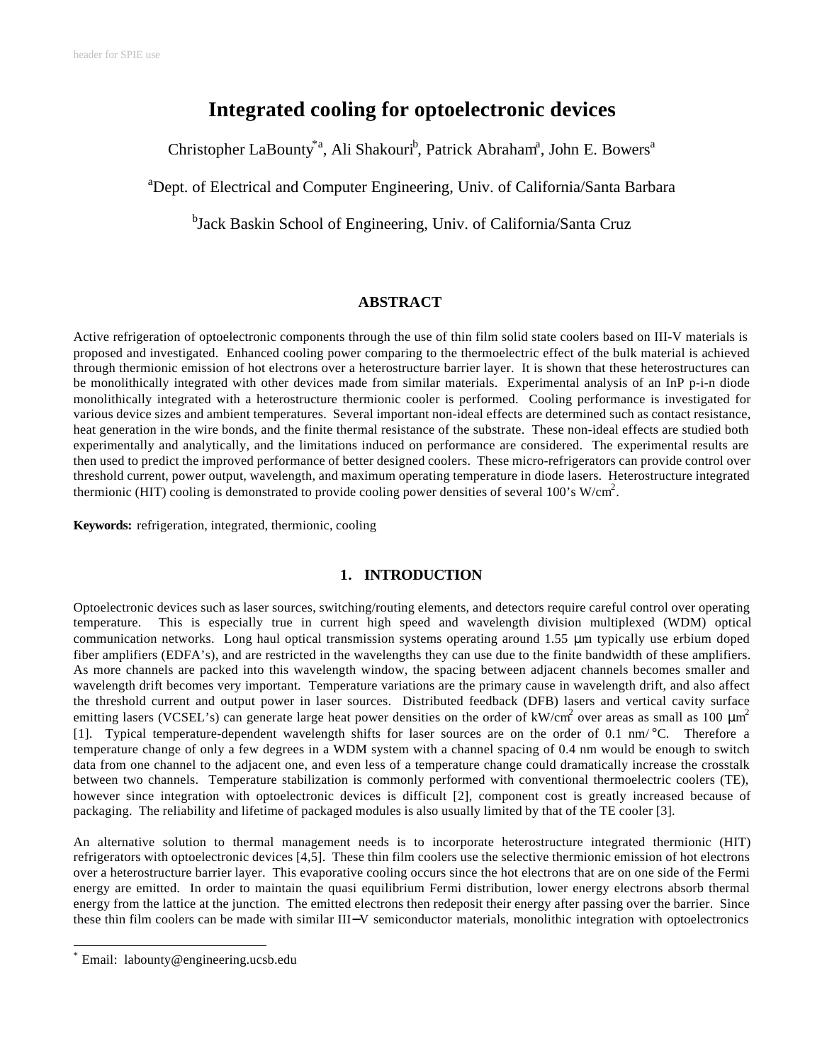# Integrated cooling for optoelectronic devices

Christopher LaBounty[*a], Ali Shakouri[b], Patrick Abraham[a], John E. Bowers[a]

[a]Dept. of Electrical and Computer Engineering, Univ. of California/Santa Barbara

[b]Jack Baskin School of Engineering, Univ. of California/Santa Cruz

## ABSTRACT

Active refrigeration of optoelectronic components through the use of thin film solid state coolers based on III-V materials is proposed and investigated. Enhanced cooling power comparing to the thermoelectric effect of the bulk material is achieved through thermionic emission of hot electrons over a heterostructure barrier layer. It is shown that these heterostructures can be monolithically integrated with other devices made from similar materials. Experimental analysis of an InP p-i-n diode monolithically integrated with a heterostructure thermionic cooler is performed. Cooling performance is investigated for various device sizes and ambient temperatures. Several important non-ideal effects are determined such as contact resistance, heat generation in the wire bonds, and the finite thermal resistance of the substrate. These non-ideal effects are studied both experimentally and analytically, and the limitations induced on performance are considered. The experimental results are then used to predict the improved performance of better designed coolers. These micro-refrigerators can provide control over threshold current, power output, wavelength, and maximum operating temperature in diode lasers. Heterostructure integrated thermionic (HIT) cooling is demonstrated to provide cooling power densities of several 100's W/cm$^2$.

**Keywords:** refrigeration, integrated, thermionic, cooling

## 1. INTRODUCTION

Optoelectronic devices such as laser sources, switching/routing elements, and detectors require careful control over operating temperature. This is especially true in current high speed and wavelength division multiplexed (WDM) optical communication networks. Long haul optical transmission systems operating around 1.55 μm typically use erbium doped fiber amplifiers (EDFA's), and are restricted in the wavelengths they can use due to the finite bandwidth of these amplifiers. As more channels are packed into this wavelength window, the spacing between adjacent channels becomes smaller and wavelength drift becomes very important. Temperature variations are the primary cause in wavelength drift, and also affect the threshold current and output power in laser sources. Distributed feedback (DFB) lasers and vertical cavity surface emitting lasers (VCSEL's) can generate large heat power densities on the order of kW/cm$^2$ over areas as small as 100 μm$^2$ [1]. Typical temperature-dependent wavelength shifts for laser sources are on the order of 0.1 nm/°C. Therefore a temperature change of only a few degrees in a WDM system with a channel spacing of 0.4 nm would be enough to switch data from one channel to the adjacent one, and even less of a temperature change could dramatically increase the crosstalk between two channels. Temperature stabilization is commonly performed with conventional thermoelectric coolers (TE), however since integration with optoelectronic devices is difficult [2], component cost is greatly increased because of packaging. The reliability and lifetime of packaged modules is also usually limited by that of the TE cooler [3].

An alternative solution to thermal management needs is to incorporate heterostructure integrated thermionic (HIT) refrigerators with optoelectronic devices [4,5]. These thin film coolers use the selective thermionic emission of hot electrons over a heterostructure barrier layer. This evaporative cooling occurs since the hot electrons that are on one side of the Fermi energy are emitted. In order to maintain the quasi equilibrium Fermi distribution, lower energy electrons absorb thermal energy from the lattice at the junction. The emitted electrons then redeposit their energy after passing over the barrier. Since these thin film coolers can be made with similar III–V semiconductor materials, monolithic integration with optoelectronics

* Email: labounty@engineering.ucsb.edu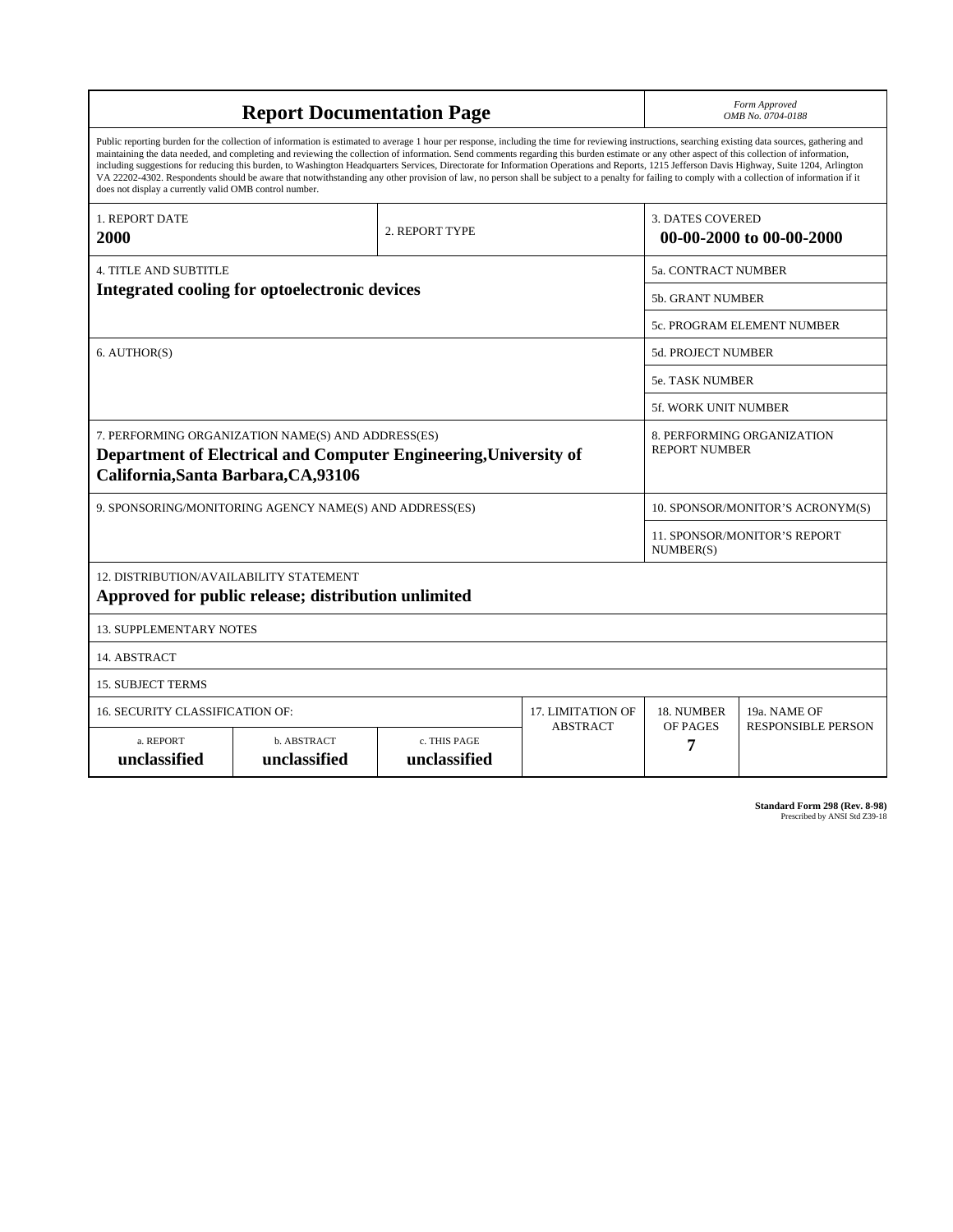# Report Documentation Page

*Form Approved*
*OMB No. 0704-0188*

Public reporting burden for the collection of information is estimated to average 1 hour per response, including the time for reviewing instructions, searching existing data sources, gathering and maintaining the data needed, and completing and reviewing the collection of information. Send comments regarding this burden estimate or any other aspect of this collection of information, including suggestions for reducing this burden, to Washington Headquarters Services, Directorate for Information Operations and Reports, 1215 Jefferson Davis Highway, Suite 1204, Arlington VA 22202-4302. Respondents should be aware that notwithstanding any other provision of law, no person shall be subject to a penalty for failing to comply with a collection of information if it does not display a currently valid OMB control number.

| 1. REPORT DATE | 2. REPORT TYPE | 3. DATES COVERED |
|---|---|---|
| **2000** | | **00-00-2000 to 00-00-2000** |

| 4. TITLE AND SUBTITLE | 5a. CONTRACT NUMBER |
|---|---|
| **Integrated cooling for optoelectronic devices** | 5b. GRANT NUMBER |
| | 5c. PROGRAM ELEMENT NUMBER |
| 6. AUTHOR(S) | 5d. PROJECT NUMBER |
| | 5e. TASK NUMBER |
| | 5f. WORK UNIT NUMBER |
| 7. PERFORMING ORGANIZATION NAME(S) AND ADDRESS(ES) **Department of Electrical and Computer Engineering,University of California,Santa Barbara,CA,93106** | 8. PERFORMING ORGANIZATION REPORT NUMBER |
| 9. SPONSORING/MONITORING AGENCY NAME(S) AND ADDRESS(ES) | 10. SPONSOR/MONITOR'S ACRONYM(S) |
| | 11. SPONSOR/MONITOR'S REPORT NUMBER(S) |

12. DISTRIBUTION/AVAILABILITY STATEMENT
**Approved for public release; distribution unlimited**

13. SUPPLEMENTARY NOTES

14. ABSTRACT

15. SUBJECT TERMS

| 16. SECURITY CLASSIFICATION OF: | | | 17. LIMITATION OF ABSTRACT | 18. NUMBER OF PAGES | 19a. NAME OF RESPONSIBLE PERSON |
|---|---|---|---|---|---|
| a. REPORT **unclassified** | b. ABSTRACT **unclassified** | c. THIS PAGE **unclassified** | | **7** | |

**Standard Form 298 (Rev. 8-98)**
Prescribed by ANSI Std Z39-18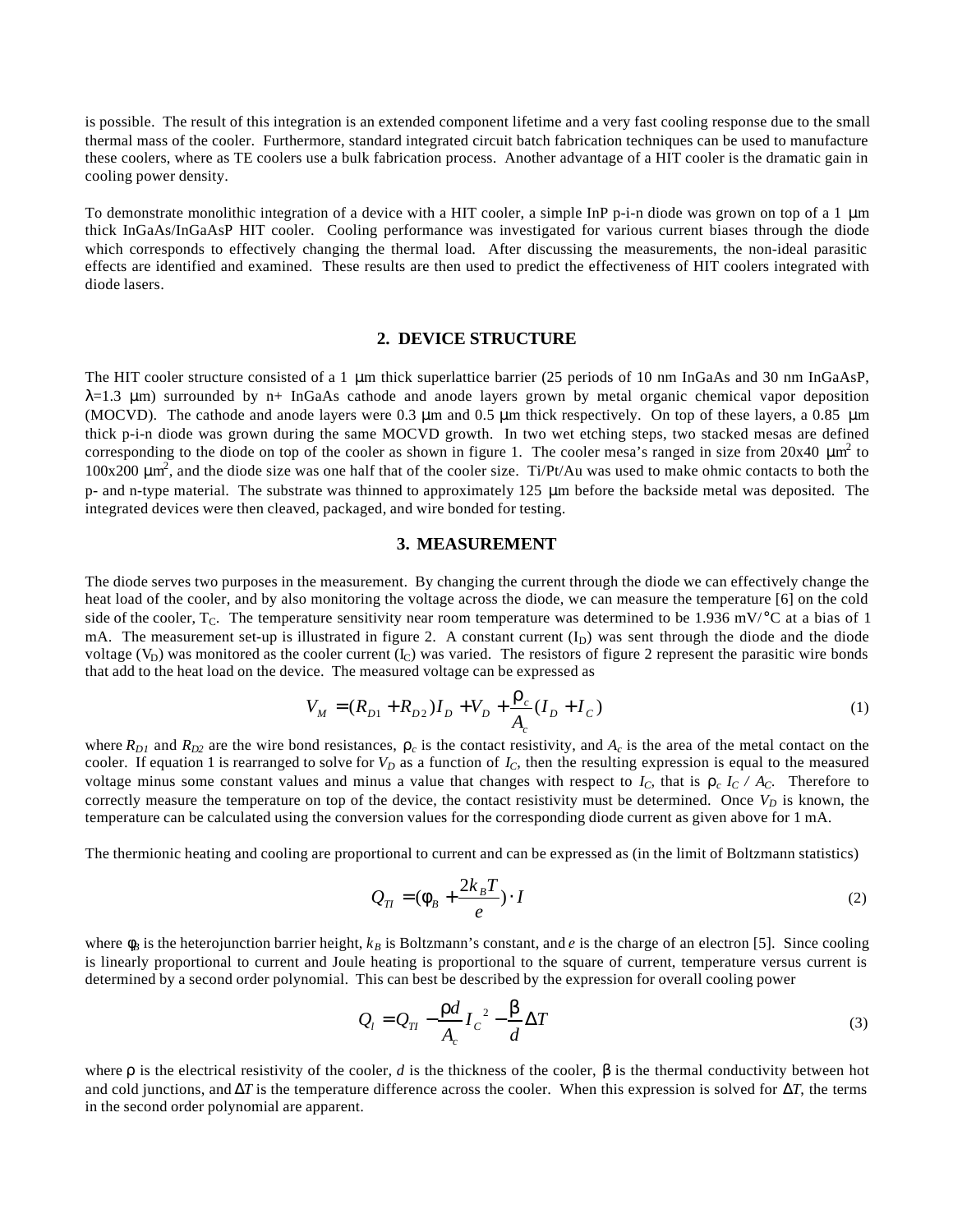is possible. The result of this integration is an extended component lifetime and a very fast cooling response due to the small thermal mass of the cooler. Furthermore, standard integrated circuit batch fabrication techniques can be used to manufacture these coolers, where as TE coolers use a bulk fabrication process. Another advantage of a HIT cooler is the dramatic gain in cooling power density.

To demonstrate monolithic integration of a device with a HIT cooler, a simple InP p-i-n diode was grown on top of a 1 μm thick InGaAs/InGaAsP HIT cooler. Cooling performance was investigated for various current biases through the diode which corresponds to effectively changing the thermal load. After discussing the measurements, the non-ideal parasitic effects are identified and examined. These results are then used to predict the effectiveness of HIT coolers integrated with diode lasers.

## 2. DEVICE STRUCTURE

The HIT cooler structure consisted of a 1 μm thick superlattice barrier (25 periods of 10 nm InGaAs and 30 nm InGaAsP, $\lambda$=1.3 μm) surrounded by n+ InGaAs cathode and anode layers grown by metal organic chemical vapor deposition (MOCVD). The cathode and anode layers were 0.3 μm and 0.5 μm thick respectively. On top of these layers, a 0.85 μm thick p-i-n diode was grown during the same MOCVD growth. In two wet etching steps, two stacked mesas are defined corresponding to the diode on top of the cooler as shown in figure 1. The cooler mesa's ranged in size from 20x40 $\mu m^2$ to 100x200 $\mu m^2$, and the diode size was one half that of the cooler size. Ti/Pt/Au was used to make ohmic contacts to both the p- and n-type material. The substrate was thinned to approximately 125 μm before the backside metal was deposited. The integrated devices were then cleaved, packaged, and wire bonded for testing.

## 3. MEASUREMENT

The diode serves two purposes in the measurement. By changing the current through the diode we can effectively change the heat load of the cooler, and by also monitoring the voltage across the diode, we can measure the temperature [6] on the cold side of the cooler, $T_C$. The temperature sensitivity near room temperature was determined to be 1.936 mV/°C at a bias of 1 mA. The measurement set-up is illustrated in figure 2. A constant current ($I_D$) was sent through the diode and the diode voltage ($V_D$) was monitored as the cooler current ($I_C$) was varied. The resistors of figure 2 represent the parasitic wire bonds that add to the heat load on the device. The measured voltage can be expressed as

$$V_M = (R_{D1} + R_{D2})I_D + V_D + \frac{\rho_c}{A_c}(I_D + I_C) \tag{1}$$

where $R_{D1}$ and $R_{D2}$ are the wire bond resistances, $\rho_c$ is the contact resistivity, and $A_c$ is the area of the metal contact on the cooler. If equation 1 is rearranged to solve for $V_D$ as a function of $I_C$, then the resulting expression is equal to the measured voltage minus some constant values and minus a value that changes with respect to $I_C$, that is $\rho_c I_C / A_C$. Therefore to correctly measure the temperature on top of the device, the contact resistivity must be determined. Once $V_D$ is known, the temperature can be calculated using the conversion values for the corresponding diode current as given above for 1 mA.

The thermionic heating and cooling are proportional to current and can be expressed as (in the limit of Boltzmann statistics)

$$Q_{TI} = (\phi_B + \frac{2k_B T}{e}) \cdot I \tag{2}$$

where $\phi_B$ is the heterojunction barrier height, $k_B$ is Boltzmann's constant, and $e$ is the charge of an electron [5]. Since cooling is linearly proportional to current and Joule heating is proportional to the square of current, temperature versus current is determined by a second order polynomial. This can best be described by the expression for overall cooling power

$$Q_l = Q_{TI} - \frac{\rho d}{A_c} I_C{}^2 - \frac{\beta}{d} \Delta T \tag{3}$$

where $\rho$ is the electrical resistivity of the cooler, $d$ is the thickness of the cooler, $\beta$ is the thermal conductivity between hot and cold junctions, and $\Delta T$ is the temperature difference across the cooler. When this expression is solved for $\Delta T$, the terms in the second order polynomial are apparent.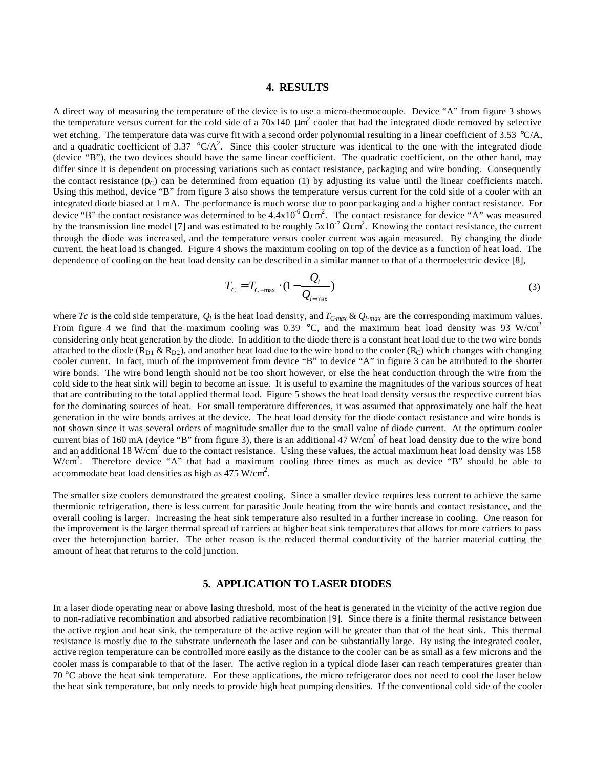## 4. RESULTS

A direct way of measuring the temperature of the device is to use a micro-thermocouple. Device "A" from figure 3 shows the temperature versus current for the cold side of a 70x140 μm$^2$ cooler that had the integrated diode removed by selective wet etching. The temperature data was curve fit with a second order polynomial resulting in a linear coefficient of 3.53 °C/A, and a quadratic coefficient of 3.37 °C/A$^2$. Since this cooler structure was identical to the one with the integrated diode (device "B"), the two devices should have the same linear coefficient. The quadratic coefficient, on the other hand, may differ since it is dependent on processing variations such as contact resistance, packaging and wire bonding. Consequently the contact resistance ($\rho_C$) can be determined from equation (1) by adjusting its value until the linear coefficients match. Using this method, device "B" from figure 3 also shows the temperature versus current for the cold side of a cooler with an integrated diode biased at 1 mA. The performance is much worse due to poor packaging and a higher contact resistance. For device "B" the contact resistance was determined to be 4.4x10$^{-6}$ Ωcm$^2$. The contact resistance for device "A" was measured by the transmission line model [7] and was estimated to be roughly 5x10$^{-7}$ Ωcm$^2$. Knowing the contact resistance, the current through the diode was increased, and the temperature versus cooler current was again measured. By changing the diode current, the heat load is changed. Figure 4 shows the maximum cooling on top of the device as a function of heat load. The dependence of cooling on the heat load density can be described in a similar manner to that of a thermoelectric device [8],

$$T_C = T_{C-\max} \cdot \left(1 - \frac{Q_l}{Q_{l-\max}}\right) \tag{3}$$

where $T_C$ is the cold side temperature, $Q_l$ is the heat load density, and $T_{C-max}$ & $Q_{l-max}$ are the corresponding maximum values. From figure 4 we find that the maximum cooling was 0.39 °C, and the maximum heat load density was 93 W/cm$^2$ considering only heat generation by the diode. In addition to the diode there is a constant heat load due to the two wire bonds attached to the diode ($R_{D1}$ & $R_{D2}$), and another heat load due to the wire bond to the cooler ($R_C$) which changes with changing cooler current. In fact, much of the improvement from device "B" to device "A" in figure 3 can be attributed to the shorter wire bonds. The wire bond length should not be too short however, or else the heat conduction through the wire from the cold side to the heat sink will begin to become an issue. It is useful to examine the magnitudes of the various sources of heat that are contributing to the total applied thermal load. Figure 5 shows the heat load density versus the respective current bias for the dominating sources of heat. For small temperature differences, it was assumed that approximately one half the heat generation in the wire bonds arrives at the device. The heat load density for the diode contact resistance and wire bonds is not shown since it was several orders of magnitude smaller due to the small value of diode current. At the optimum cooler current bias of 160 mA (device "B" from figure 3), there is an additional 47 W/cm$^2$ of heat load density due to the wire bond and an additional 18 W/cm$^2$ due to the contact resistance. Using these values, the actual maximum heat load density was 158 W/cm$^2$. Therefore device "A" that had a maximum cooling three times as much as device "B" should be able to accommodate heat load densities as high as 475 W/cm$^2$.

The smaller size coolers demonstrated the greatest cooling. Since a smaller device requires less current to achieve the same thermionic refrigeration, there is less current for parasitic Joule heating from the wire bonds and contact resistance, and the overall cooling is larger. Increasing the heat sink temperature also resulted in a further increase in cooling. One reason for the improvement is the larger thermal spread of carriers at higher heat sink temperatures that allows for more carriers to pass over the heterojunction barrier. The other reason is the reduced thermal conductivity of the barrier material cutting the amount of heat that returns to the cold junction.

## 5. APPLICATION TO LASER DIODES

In a laser diode operating near or above lasing threshold, most of the heat is generated in the vicinity of the active region due to non-radiative recombination and absorbed radiative recombination [9]. Since there is a finite thermal resistance between the active region and heat sink, the temperature of the active region will be greater than that of the heat sink. This thermal resistance is mostly due to the substrate underneath the laser and can be substantially large. By using the integrated cooler, active region temperature can be controlled more easily as the distance to the cooler can be as small as a few microns and the cooler mass is comparable to that of the laser. The active region in a typical diode laser can reach temperatures greater than 70 °C above the heat sink temperature. For these applications, the micro refrigerator does not need to cool the laser below the heat sink temperature, but only needs to provide high heat pumping densities. If the conventional cold side of the cooler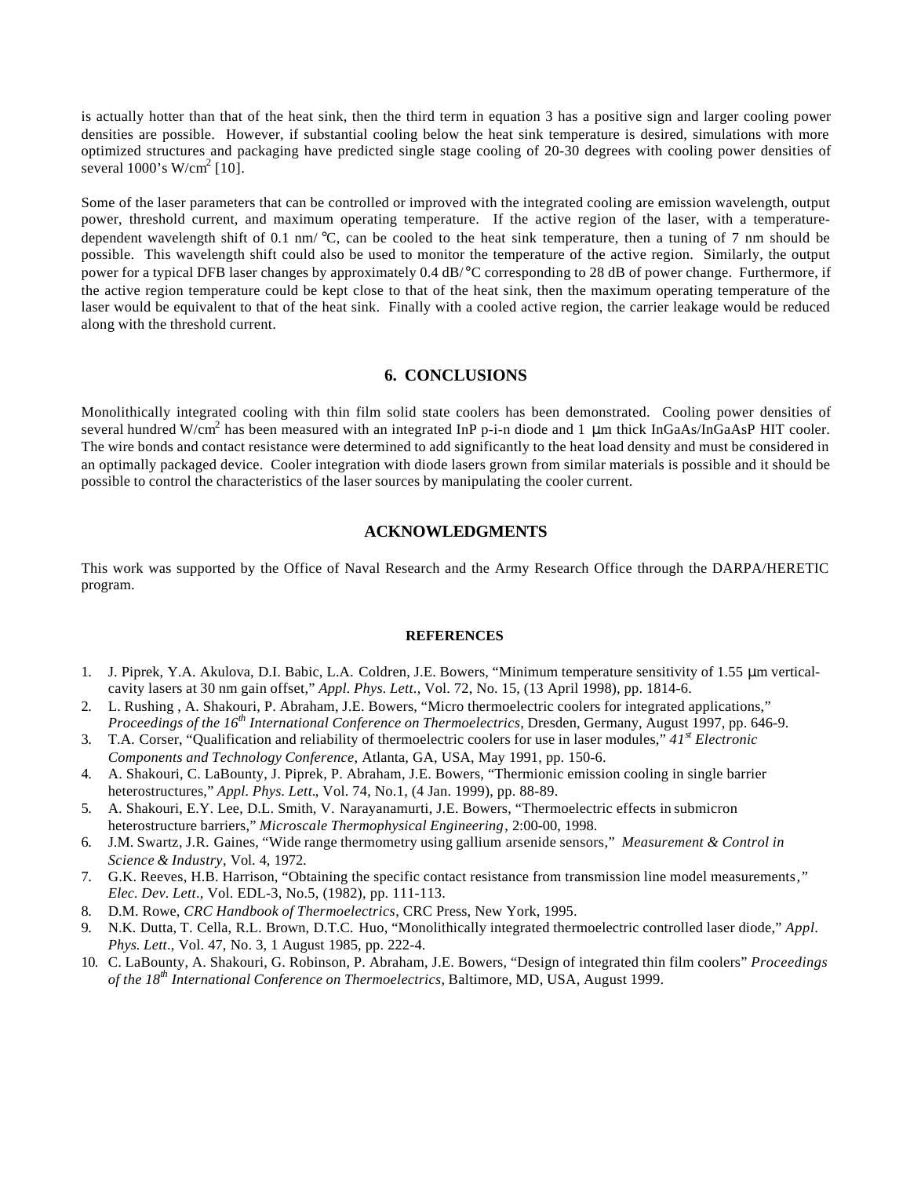is actually hotter than that of the heat sink, then the third term in equation 3 has a positive sign and larger cooling power densities are possible. However, if substantial cooling below the heat sink temperature is desired, simulations with more optimized structures and packaging have predicted single stage cooling of 20-30 degrees with cooling power densities of several 1000's W/cm$^2$ [10].

Some of the laser parameters that can be controlled or improved with the integrated cooling are emission wavelength, output power, threshold current, and maximum operating temperature. If the active region of the laser, with a temperature-dependent wavelength shift of 0.1 nm/°C, can be cooled to the heat sink temperature, then a tuning of 7 nm should be possible. This wavelength shift could also be used to monitor the temperature of the active region. Similarly, the output power for a typical DFB laser changes by approximately 0.4 dB/°C corresponding to 28 dB of power change. Furthermore, if the active region temperature could be kept close to that of the heat sink, then the maximum operating temperature of the laser would be equivalent to that of the heat sink. Finally with a cooled active region, the carrier leakage would be reduced along with the threshold current.

## 6. CONCLUSIONS

Monolithically integrated cooling with thin film solid state coolers has been demonstrated. Cooling power densities of several hundred W/cm$^2$ has been measured with an integrated InP p-i-n diode and 1 μm thick InGaAs/InGaAsP HIT cooler. The wire bonds and contact resistance were determined to add significantly to the heat load density and must be considered in an optimally packaged device. Cooler integration with diode lasers grown from similar materials is possible and it should be possible to control the characteristics of the laser sources by manipulating the cooler current.

## ACKNOWLEDGMENTS

This work was supported by the Office of Naval Research and the Army Research Office through the DARPA/HERETIC program.

### REFERENCES

1. J. Piprek, Y.A. Akulova, D.I. Babic, L.A. Coldren, J.E. Bowers, "Minimum temperature sensitivity of 1.55 μm vertical-cavity lasers at 30 nm gain offset," *Appl. Phys. Lett.*, Vol. 72, No. 15, (13 April 1998), pp. 1814-6.
2. L. Rushing , A. Shakouri, P. Abraham, J.E. Bowers, "Micro thermoelectric coolers for integrated applications," *Proceedings of the 16th International Conference on Thermoelectrics*, Dresden, Germany, August 1997, pp. 646-9.
3. T.A. Corser, "Qualification and reliability of thermoelectric coolers for use in laser modules," *41st Electronic Components and Technology Conference*, Atlanta, GA, USA, May 1991, pp. 150-6.
4. A. Shakouri, C. LaBounty, J. Piprek, P. Abraham, J.E. Bowers, "Thermionic emission cooling in single barrier heterostructures," *Appl. Phys. Lett.*, Vol. 74, No.1, (4 Jan. 1999), pp. 88-89.
5. A. Shakouri, E.Y. Lee, D.L. Smith, V. Narayanamurti, J.E. Bowers, "Thermoelectric effects in submicron heterostructure barriers," *Microscale Thermophysical Engineering*, 2:00-00, 1998.
6. J.M. Swartz, J.R. Gaines, "Wide range thermometry using gallium arsenide sensors," *Measurement & Control in Science & Industry*, Vol. 4, 1972.
7. G.K. Reeves, H.B. Harrison, "Obtaining the specific contact resistance from transmission line model measurements," *Elec. Dev. Lett.*, Vol. EDL-3, No.5, (1982), pp. 111-113.
8. D.M. Rowe, *CRC Handbook of Thermoelectrics*, CRC Press, New York, 1995.
9. N.K. Dutta, T. Cella, R.L. Brown, D.T.C. Huo, "Monolithically integrated thermoelectric controlled laser diode," *Appl. Phys. Lett.*, Vol. 47, No. 3, 1 August 1985, pp. 222-4.
10. C. LaBounty, A. Shakouri, G. Robinson, P. Abraham, J.E. Bowers, "Design of integrated thin film coolers" *Proceedings of the 18th International Conference on Thermoelectrics*, Baltimore, MD, USA, August 1999.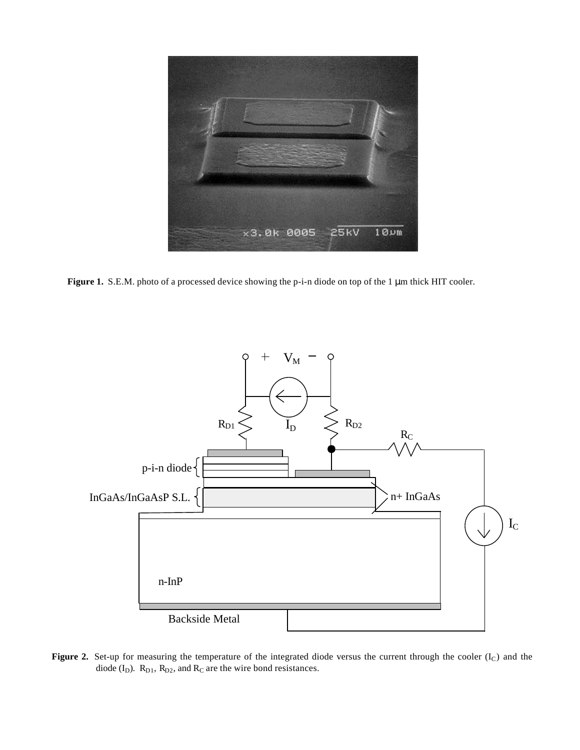**Figure 1.** S.E.M. photo of a processed device showing the p-i-n diode on top of the 1 μm thick HIT cooler.

**Figure 2.** Set-up for measuring the temperature of the integrated diode versus the current through the cooler ($I_C$) and the diode ($I_D$). $R_{D1}$, $R_{D2}$, and $R_C$ are the wire bond resistances.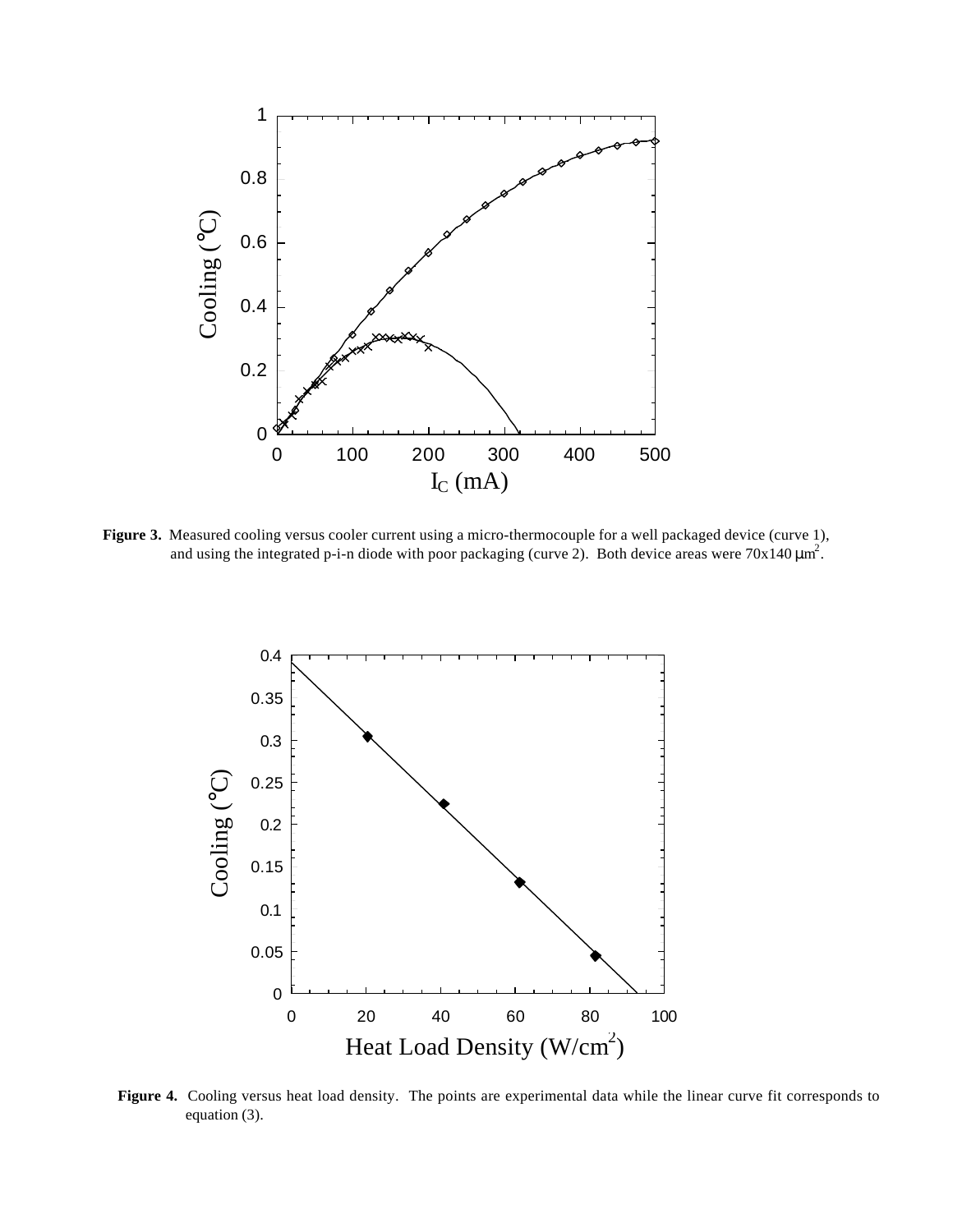**Figure 3.** Measured cooling versus cooler current using a micro-thermocouple for a well packaged device (curve 1), and using the integrated p-i-n diode with poor packaging (curve 2). Both device areas were 70x140 $\mu m^2$.

**Figure 4.** Cooling versus heat load density. The points are experimental data while the linear curve fit corresponds to equation (3).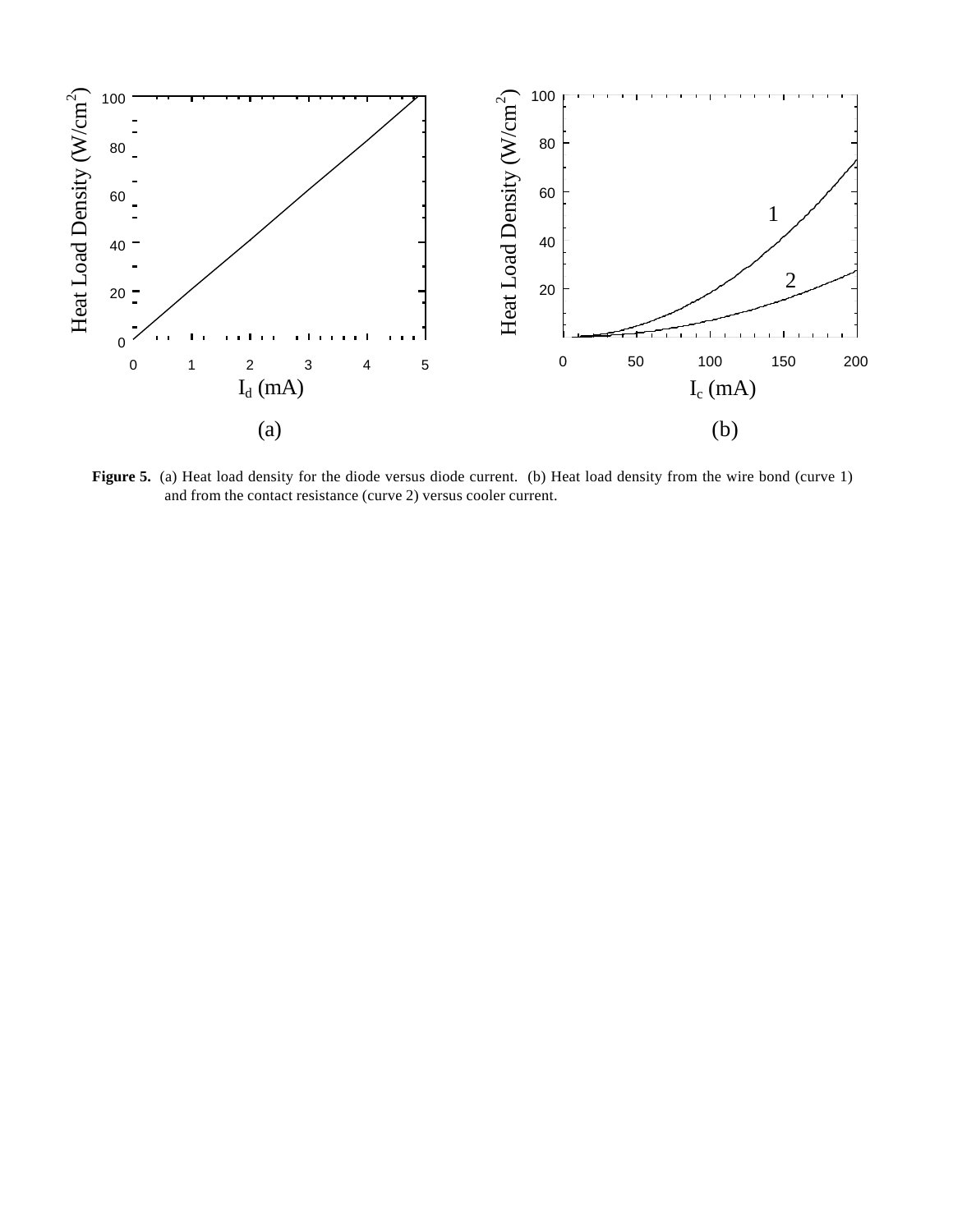Heat Load Density (W/cm$^2$)

100

80

60

40

20

0

0 1 2 3 4 5

$I_d$ (mA)

(a)

Heat Load Density (W/cm$^2$)

100

80

60

40

20

0 50 100 150 200

$I_c$ (mA)

1

2

(b)

**Figure 5.** (a) Heat load density for the diode versus diode current. (b) Heat load density from the wire bond (curve 1) and from the contact resistance (curve 2) versus cooler current.